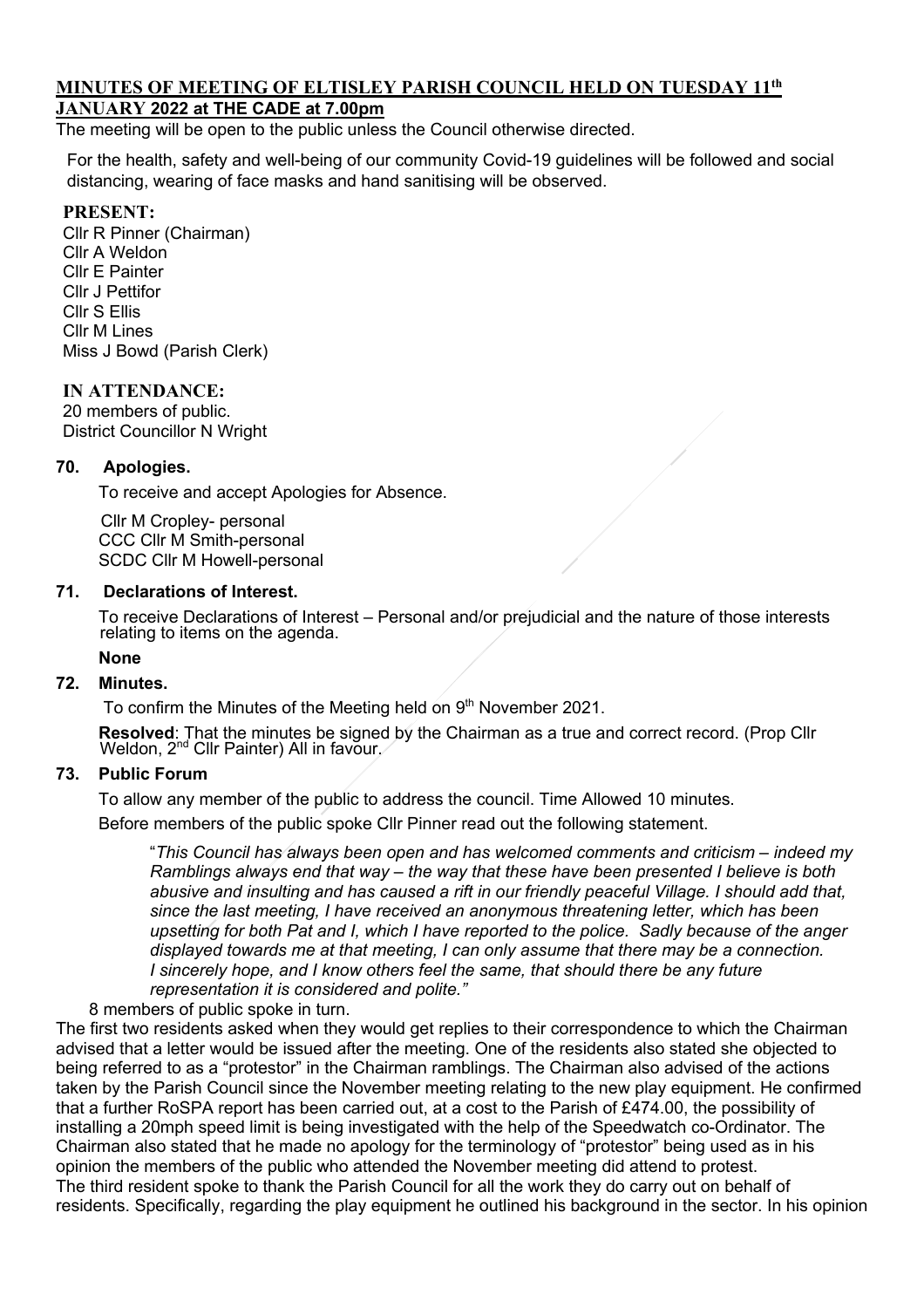# MINUTES OF MEETING OF ELTISLEY PARISH COUNCIL HELD ON TUESDAY 11th JANUARY 2022 at THE CADE at 7.00pm

The meeting will be open to the public unless the Council otherwise directed.

For the health, safety and well-being of our community Covid-19 guidelines will be followed and social distancing, wearing of face masks and hand sanitising will be observed.

**PRESENT:**

Cllr R Pinner (Chairman)
Cllr A Weldon
Cllr E Painter
Cllr J Pettifor
Cllr S Ellis
Cllr M Lines
Miss J Bowd (Parish Clerk)

**IN ATTENDANCE:**

20 members of public.
District Councillor N Wright

## 70. Apologies.

To receive and accept Apologies for Absence.

Cllr M Cropley- personal
CCC Cllr M Smith-personal
SCDC Cllr M Howell-personal

## 71. Declarations of Interest.

To receive Declarations of Interest – Personal and/or prejudicial and the nature of those interests relating to items on the agenda.

**None**

## 72. Minutes.

To confirm the Minutes of the Meeting held on 9th November 2021.

**Resolved**: That the minutes be signed by the Chairman as a true and correct record. (Prop Cllr Weldon, 2nd Cllr Painter) All in favour.

## 73. Public Forum

To allow any member of the public to address the council. Time Allowed 10 minutes.

Before members of the public spoke Cllr Pinner read out the following statement.

> "*This Council has always been open and has welcomed comments and criticism – indeed my Ramblings always end that way – the way that these have been presented I believe is both abusive and insulting and has caused a rift in our friendly peaceful Village. I should add that, since the last meeting, I have received an anonymous threatening letter, which has been upsetting for both Pat and I, which I have reported to the police. Sadly because of the anger displayed towards me at that meeting, I can only assume that there may be a connection. I sincerely hope, and I know others feel the same, that should there be any future representation it is considered and polite.*"

8 members of public spoke in turn.

The first two residents asked when they would get replies to their correspondence to which the Chairman advised that a letter would be issued after the meeting. One of the residents also stated she objected to being referred to as a "protestor" in the Chairman ramblings. The Chairman also advised of the actions taken by the Parish Council since the November meeting relating to the new play equipment. He confirmed that a further RoSPA report has been carried out, at a cost to the Parish of £474.00, the possibility of installing a 20mph speed limit is being investigated with the help of the Speedwatch co-Ordinator. The Chairman also stated that he made no apology for the terminology of "protestor" being used as in his opinion the members of the public who attended the November meeting did attend to protest.

The third resident spoke to thank the Parish Council for all the work they do carry out on behalf of residents. Specifically, regarding the play equipment he outlined his background in the sector. In his opinion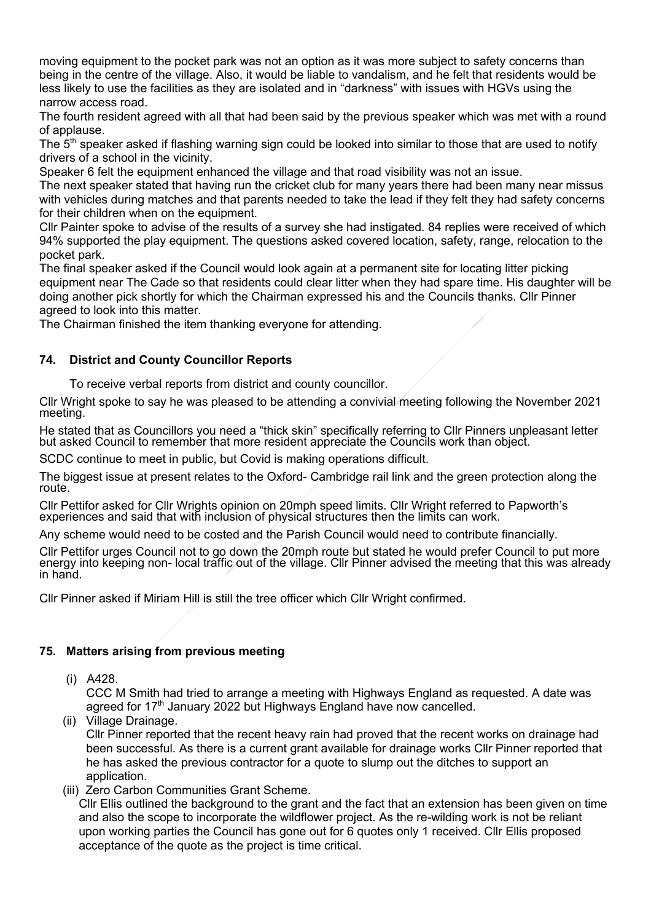moving equipment to the pocket park was not an option as it was more subject to safety concerns than being in the centre of the village. Also, it would be liable to vandalism, and he felt that residents would be less likely to use the facilities as they are isolated and in "darkness" with issues with HGVs using the narrow access road.

The fourth resident agreed with all that had been said by the previous speaker which was met with a round of applause.

The 5th speaker asked if flashing warning sign could be looked into similar to those that are used to notify drivers of a school in the vicinity.

Speaker 6 felt the equipment enhanced the village and that road visibility was not an issue.

The next speaker stated that having run the cricket club for many years there had been many near missus with vehicles during matches and that parents needed to take the lead if they felt they had safety concerns for their children when on the equipment.

Cllr Painter spoke to advise of the results of a survey she had instigated. 84 replies were received of which 94% supported the play equipment. The questions asked covered location, safety, range, relocation to the pocket park.

The final speaker asked if the Council would look again at a permanent site for locating litter picking equipment near The Cade so that residents could clear litter when they had spare time. His daughter will be doing another pick shortly for which the Chairman expressed his and the Councils thanks. Cllr Pinner agreed to look into this matter.

The Chairman finished the item thanking everyone for attending.

### 74. District and County Councillor Reports

To receive verbal reports from district and county councillor.

Cllr Wright spoke to say he was pleased to be attending a convivial meeting following the November 2021 meeting.

He stated that as Councillors you need a "thick skin" specifically referring to Cllr Pinners unpleasant letter but asked Council to remember that more resident appreciate the Councils work than object.

SCDC continue to meet in public, but Covid is making operations difficult.

The biggest issue at present relates to the Oxford- Cambridge rail link and the green protection along the route.

Cllr Pettifor asked for Cllr Wrights opinion on 20mph speed limits. Cllr Wright referred to Papworth's experiences and said that with inclusion of physical structures then the limits can work.

Any scheme would need to be costed and the Parish Council would need to contribute financially.

Cllr Pettifor urges Council not to go down the 20mph route but stated he would prefer Council to put more energy into keeping non- local traffic out of the village. Cllr Pinner advised the meeting that this was already in hand.

Cllr Pinner asked if Miriam Hill is still the tree officer which Cllr Wright confirmed.

### 75. Matters arising from previous meeting

(i) A428.
CCC M Smith had tried to arrange a meeting with Highways England as requested. A date was agreed for 17th January 2022 but Highways England have now cancelled.

(ii) Village Drainage.
Cllr Pinner reported that the recent heavy rain had proved that the recent works on drainage had been successful. As there is a current grant available for drainage works Cllr Pinner reported that he has asked the previous contractor for a quote to slump out the ditches to support an application.

(iii) Zero Carbon Communities Grant Scheme.
Cllr Ellis outlined the background to the grant and the fact that an extension has been given on time and also the scope to incorporate the wildflower project. As the re-wilding work is not be reliant upon working parties the Council has gone out for 6 quotes only 1 received. Cllr Ellis proposed acceptance of the quote as the project is time critical.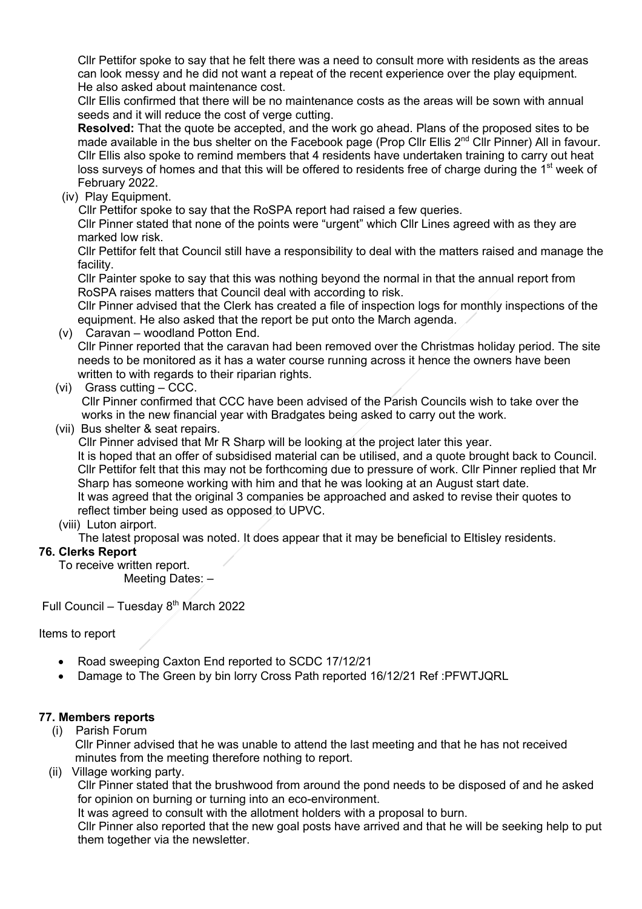Cllr Pettifor spoke to say that he felt there was a need to consult more with residents as the areas can look messy and he did not want a repeat of the recent experience over the play equipment. He also asked about maintenance cost.

Cllr Ellis confirmed that there will be no maintenance costs as the areas will be sown with annual seeds and it will reduce the cost of verge cutting.

**Resolved:** That the quote be accepted, and the work go ahead. Plans of the proposed sites to be made available in the bus shelter on the Facebook page (Prop Cllr Ellis 2nd Cllr Pinner) All in favour.

Cllr Ellis also spoke to remind members that 4 residents have undertaken training to carry out heat loss surveys of homes and that this will be offered to residents free of charge during the 1st week of February 2022.

(iv) Play Equipment.

Cllr Pettifor spoke to say that the RoSPA report had raised a few queries.

Cllr Pinner stated that none of the points were "urgent" which Cllr Lines agreed with as they are marked low risk.

Cllr Pettifor felt that Council still have a responsibility to deal with the matters raised and manage the facility.

Cllr Painter spoke to say that this was nothing beyond the normal in that the annual report from RoSPA raises matters that Council deal with according to risk.

Cllr Pinner advised that the Clerk has created a file of inspection logs for monthly inspections of the equipment. He also asked that the report be put onto the March agenda.

(v) Caravan – woodland Potton End.

Cllr Pinner reported that the caravan had been removed over the Christmas holiday period. The site needs to be monitored as it has a water course running across it hence the owners have been written to with regards to their riparian rights.

(vi) Grass cutting – CCC.

Cllr Pinner confirmed that CCC have been advised of the Parish Councils wish to take over the works in the new financial year with Bradgates being asked to carry out the work.

(vii) Bus shelter & seat repairs.

Cllr Pinner advised that Mr R Sharp will be looking at the project later this year.

It is hoped that an offer of subsidised material can be utilised, and a quote brought back to Council.

Cllr Pettifor felt that this may not be forthcoming due to pressure of work. Cllr Pinner replied that Mr Sharp has someone working with him and that he was looking at an August start date.

It was agreed that the original 3 companies be approached and asked to revise their quotes to reflect timber being used as opposed to UPVC.

(viii) Luton airport.

The latest proposal was noted. It does appear that it may be beneficial to Eltisley residents.

**76. Clerks Report**

To receive written report.

Meeting Dates: –

Full Council – Tuesday 8th March 2022

Items to report

- Road sweeping Caxton End reported to SCDC 17/12/21
- Damage to The Green by bin lorry Cross Path reported 16/12/21 Ref :PFWTJQRL

**77. Members reports**

(i) Parish Forum

Cllr Pinner advised that he was unable to attend the last meeting and that he has not received minutes from the meeting therefore nothing to report.

(ii) Village working party.

Cllr Pinner stated that the brushwood from around the pond needs to be disposed of and he asked for opinion on burning or turning into an eco-environment.

It was agreed to consult with the allotment holders with a proposal to burn.

Cllr Pinner also reported that the new goal posts have arrived and that he will be seeking help to put them together via the newsletter.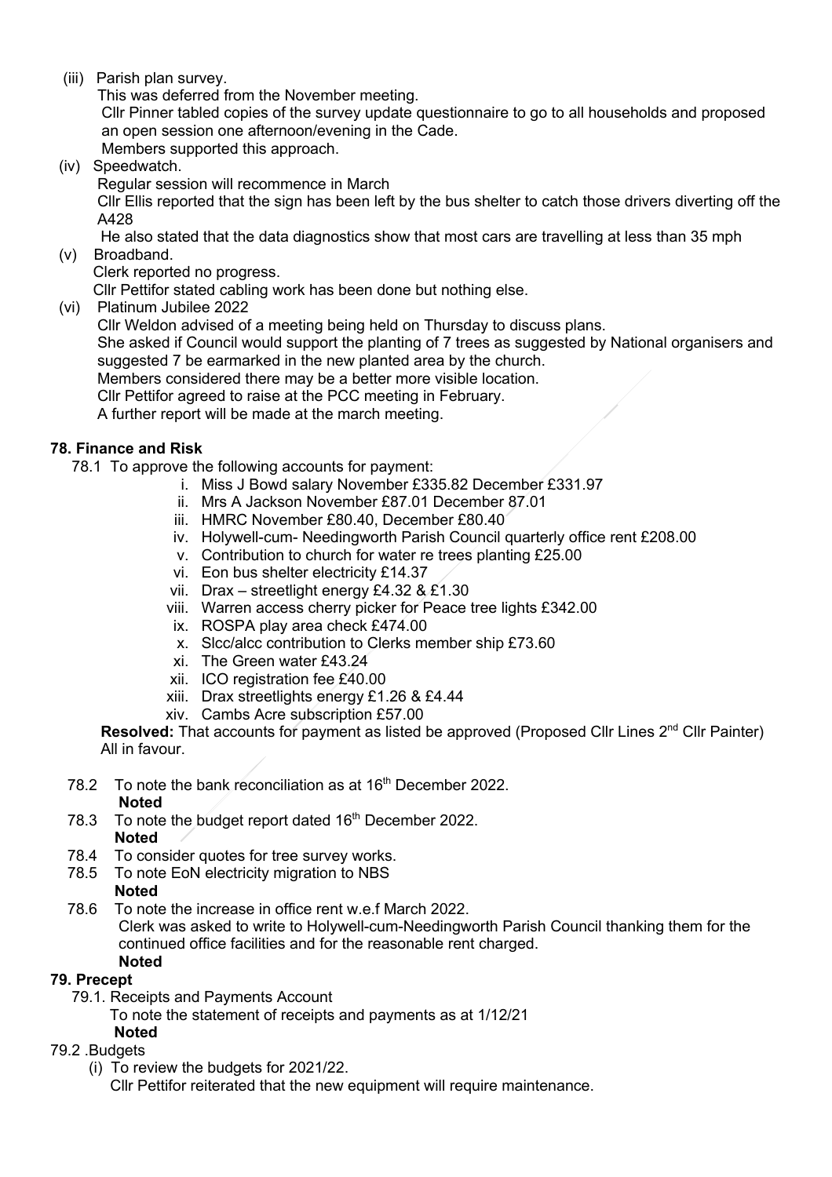(iii) Parish plan survey.
This was deferred from the November meeting.
Cllr Pinner tabled copies of the survey update questionnaire to go to all households and proposed an open session one afternoon/evening in the Cade.
Members supported this approach.

(iv) Speedwatch.
Regular session will recommence in March
Cllr Ellis reported that the sign has been left by the bus shelter to catch those drivers diverting off the A428
He also stated that the data diagnostics show that most cars are travelling at less than 35 mph

(v) Broadband.
Clerk reported no progress.
Cllr Pettifor stated cabling work has been done but nothing else.

(vi) Platinum Jubilee 2022
Cllr Weldon advised of a meeting being held on Thursday to discuss plans.
She asked if Council would support the planting of 7 trees as suggested by National organisers and suggested 7 be earmarked in the new planted area by the church.
Members considered there may be a better more visible location.
Cllr Pettifor agreed to raise at the PCC meeting in February.
A further report will be made at the march meeting.

**78. Finance and Risk**

78.1 To approve the following accounts for payment:

i. Miss J Bowd salary November £335.82 December £331.97
ii. Mrs A Jackson November £87.01 December 87.01
iii. HMRC November £80.40, December £80.40
iv. Holywell-cum- Needingworth Parish Council quarterly office rent £208.00
v. Contribution to church for water re trees planting £25.00
vi. Eon bus shelter electricity £14.37
vii. Drax – streetlight energy £4.32 & £1.30
viii. Warren access cherry picker for Peace tree lights £342.00
ix. ROSPA play area check £474.00
x. Slcc/alcc contribution to Clerks member ship £73.60
xi. The Green water £43.24
xii. ICO registration fee £40.00
xiii. Drax streetlights energy £1.26 & £4.44
xiv. Cambs Acre subscription £57.00

**Resolved:** That accounts for payment as listed be approved (Proposed Cllr Lines 2nd Cllr Painter) All in favour.

78.2 To note the bank reconciliation as at 16th December 2022.
**Noted**

78.3 To note the budget report dated 16th December 2022.
**Noted**

78.4 To consider quotes for tree survey works.

78.5 To note EoN electricity migration to NBS
**Noted**

78.6 To note the increase in office rent w.e.f March 2022.
Clerk was asked to write to Holywell-cum-Needingworth Parish Council thanking them for the continued office facilities and for the reasonable rent charged.
**Noted**

**79. Precept**

79.1. Receipts and Payments Account
To note the statement of receipts and payments as at 1/12/21
**Noted**

79.2 .Budgets

(i) To review the budgets for 2021/22.
Cllr Pettifor reiterated that the new equipment will require maintenance.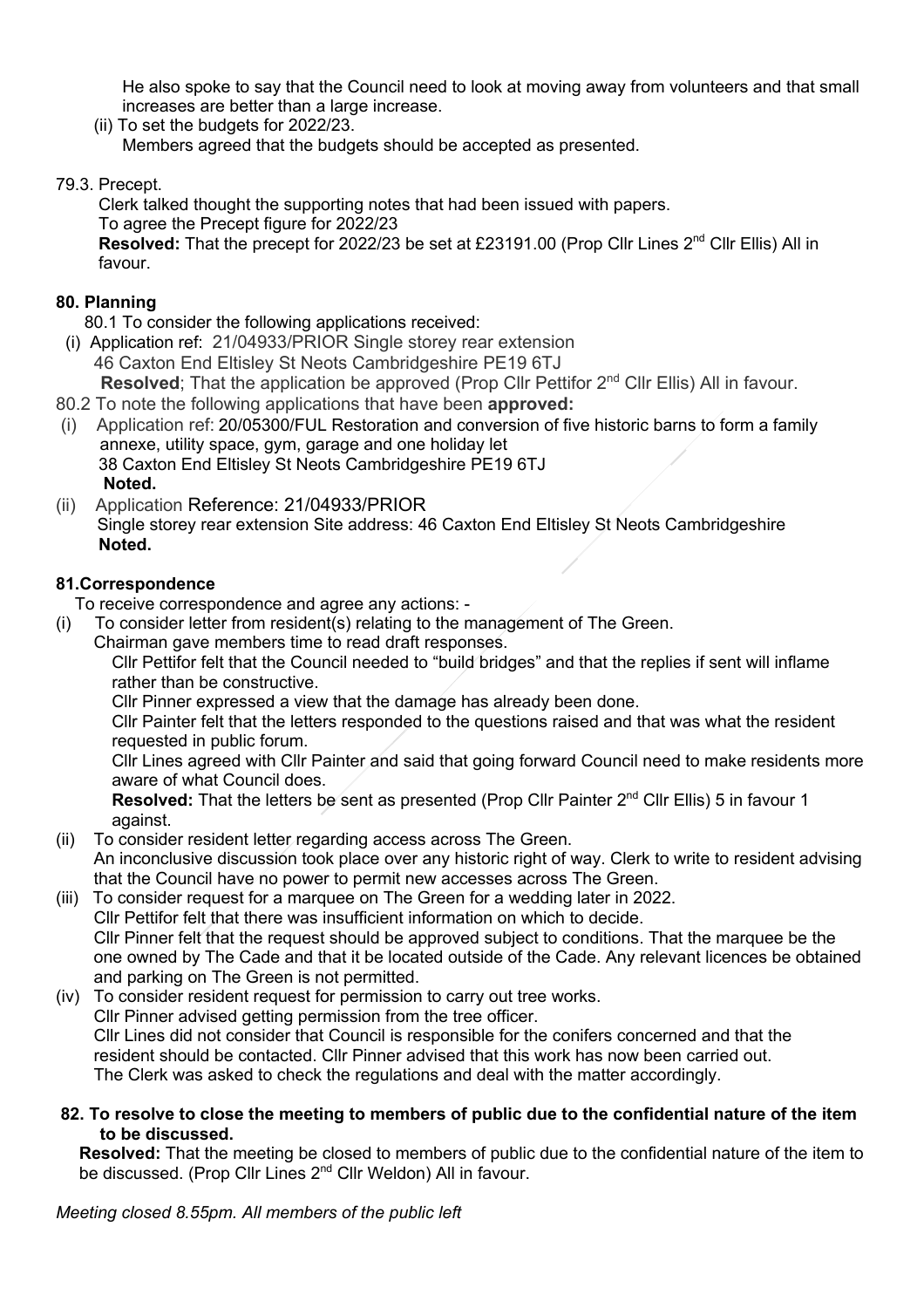He also spoke to say that the Council need to look at moving away from volunteers and that small increases are better than a large increase.

(ii) To set the budgets for 2022/23.
Members agreed that the budgets should be accepted as presented.

79.3. Precept.
Clerk talked thought the supporting notes that had been issued with papers.
To agree the Precept figure for 2022/23
**Resolved:** That the precept for 2022/23 be set at £23191.00 (Prop Cllr Lines 2nd Cllr Ellis) All in favour.

**80. Planning**

80.1 To consider the following applications received:

(i) Application ref: 21/04933/PRIOR Single storey rear extension
46 Caxton End Eltisley St Neots Cambridgeshire PE19 6TJ
**Resolved**; That the application be approved (Prop Cllr Pettifor 2nd Cllr Ellis) All in favour.

80.2 To note the following applications that have been **approved:**

(i) Application ref: 20/05300/FUL Restoration and conversion of five historic barns to form a family annexe, utility space, gym, garage and one holiday let
38 Caxton End Eltisley St Neots Cambridgeshire PE19 6TJ
**Noted.**

(ii) Application Reference: 21/04933/PRIOR
Single storey rear extension Site address: 46 Caxton End Eltisley St Neots Cambridgeshire
**Noted.**

**81.Correspondence**

To receive correspondence and agree any actions: -

(i) To consider letter from resident(s) relating to the management of The Green.
Chairman gave members time to read draft responses.
Cllr Pettifor felt that the Council needed to "build bridges" and that the replies if sent will inflame rather than be constructive.
Cllr Pinner expressed a view that the damage has already been done.
Cllr Painter felt that the letters responded to the questions raised and that was what the resident requested in public forum.
Cllr Lines agreed with Cllr Painter and said that going forward Council need to make residents more aware of what Council does.
**Resolved:** That the letters be sent as presented (Prop Cllr Painter 2nd Cllr Ellis) 5 in favour 1 against.

(ii) To consider resident letter regarding access across The Green.
An inconclusive discussion took place over any historic right of way. Clerk to write to resident advising that the Council have no power to permit new accesses across The Green.

(iii) To consider request for a marquee on The Green for a wedding later in 2022.
Cllr Pettifor felt that there was insufficient information on which to decide.
Cllr Pinner felt that the request should be approved subject to conditions. That the marquee be the one owned by The Cade and that it be located outside of the Cade. Any relevant licences be obtained and parking on The Green is not permitted.

(iv) To consider resident request for permission to carry out tree works.
Cllr Pinner advised getting permission from the tree officer.
Cllr Lines did not consider that Council is responsible for the conifers concerned and that the resident should be contacted. Cllr Pinner advised that this work has now been carried out.
The Clerk was asked to check the regulations and deal with the matter accordingly.

**82. To resolve to close the meeting to members of public due to the confidential nature of the item to be discussed.**

**Resolved:** That the meeting be closed to members of public due to the confidential nature of the item to be discussed. (Prop Cllr Lines 2nd Cllr Weldon) All in favour.

*Meeting closed 8.55pm. All members of the public left*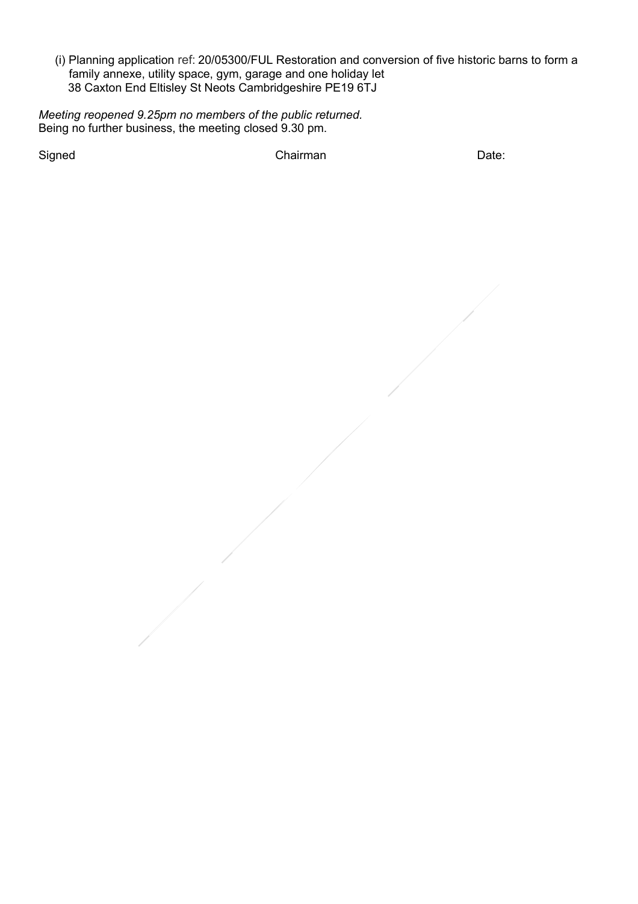(i) Planning application ref: 20/05300/FUL Restoration and conversion of five historic barns to form a family annexe, utility space, gym, garage and one holiday let
38 Caxton End Eltisley St Neots Cambridgeshire PE19 6TJ

*Meeting reopened 9.25pm no members of the public returned.*
Being no further business, the meeting closed 9.30 pm.

Signed Chairman Date: